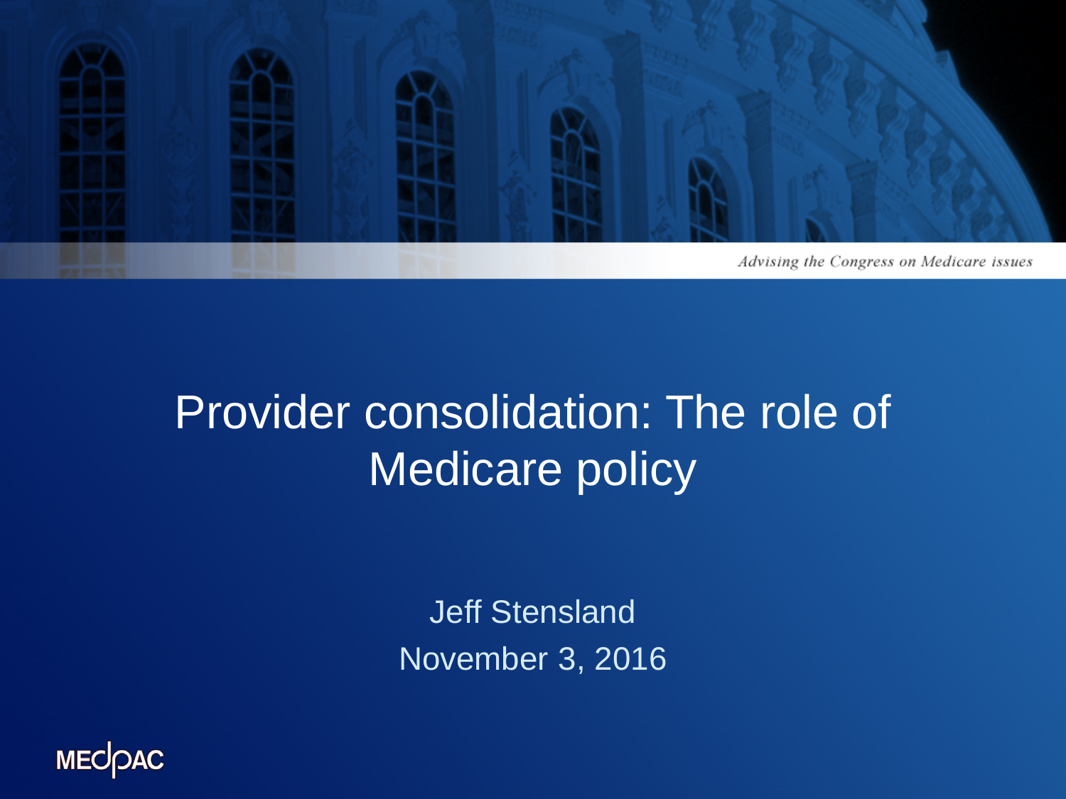*Advising the Congress on Medicare issues*

# Provider consolidation: The role of Medicare policy

Jeff Stensland

November 3, 2016

MEDPAC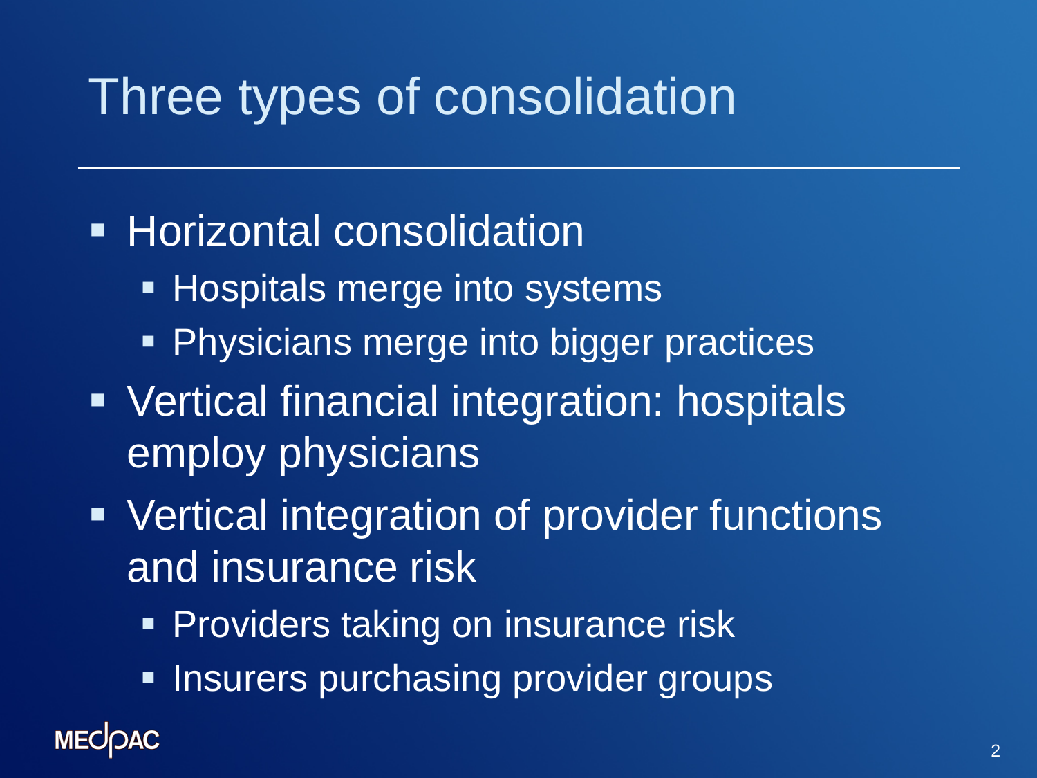# Three types of consolidation

- Horizontal consolidation
  - Hospitals merge into systems
  - Physicians merge into bigger practices
- Vertical financial integration: hospitals employ physicians
- Vertical integration of provider functions and insurance risk
  - Providers taking on insurance risk
  - Insurers purchasing provider groups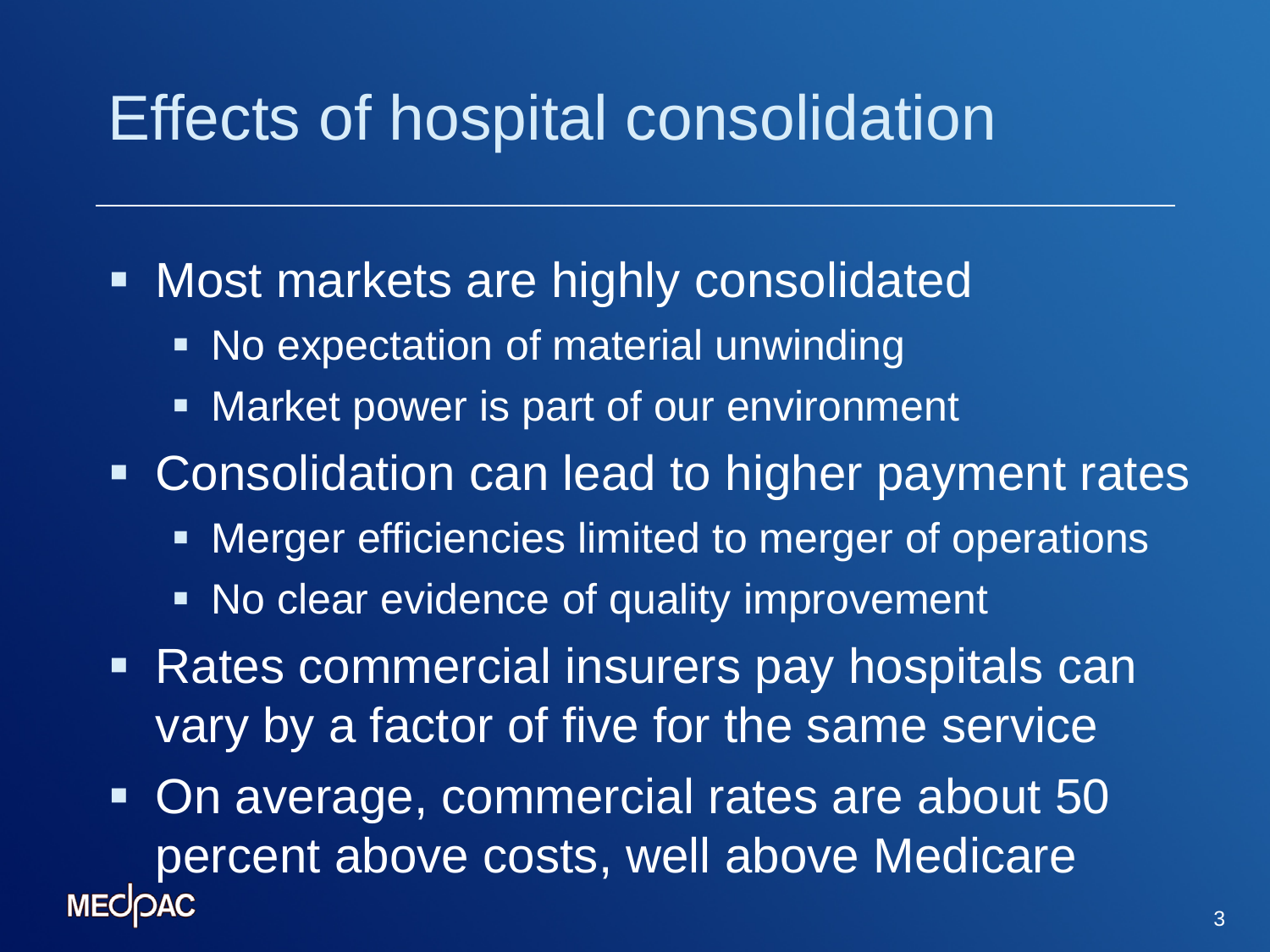# Effects of hospital consolidation

- Most markets are highly consolidated
  - No expectation of material unwinding
  - Market power is part of our environment
- Consolidation can lead to higher payment rates
  - Merger efficiencies limited to merger of operations
  - No clear evidence of quality improvement
- Rates commercial insurers pay hospitals can vary by a factor of five for the same service
- On average, commercial rates are about 50 percent above costs, well above Medicare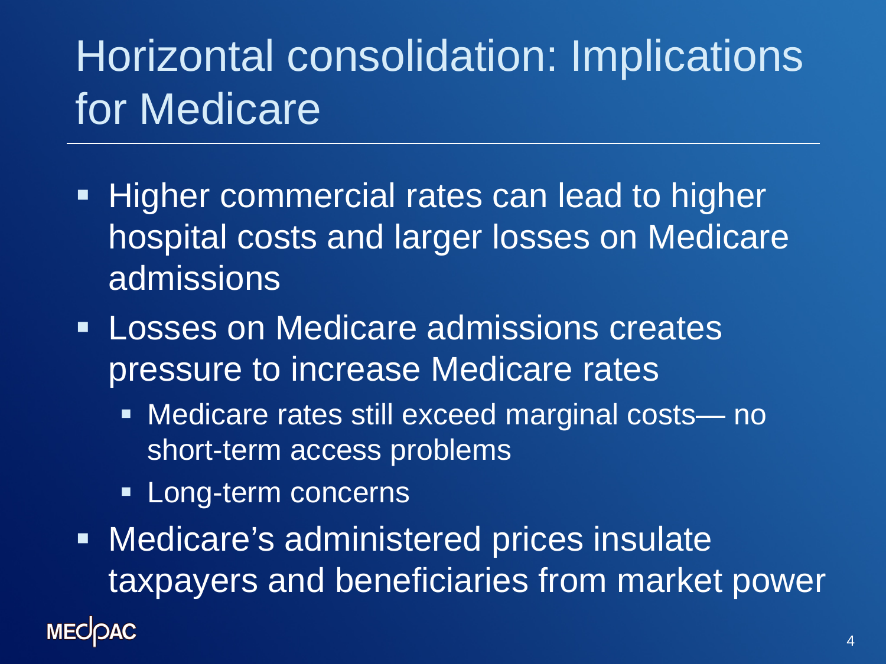# Horizontal consolidation: Implications for Medicare

- Higher commercial rates can lead to higher hospital costs and larger losses on Medicare admissions
- Losses on Medicare admissions creates pressure to increase Medicare rates
  - Medicare rates still exceed marginal costs— no short-term access problems
  - Long-term concerns
- Medicare's administered prices insulate taxpayers and beneficiaries from market power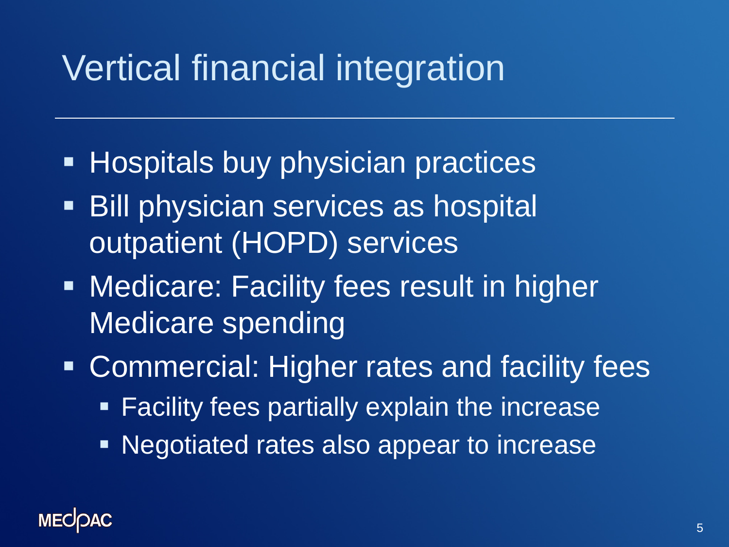# Vertical financial integration

- Hospitals buy physician practices
- Bill physician services as hospital outpatient (HOPD) services
- Medicare: Facility fees result in higher Medicare spending
- Commercial: Higher rates and facility fees
  - Facility fees partially explain the increase
  - Negotiated rates also appear to increase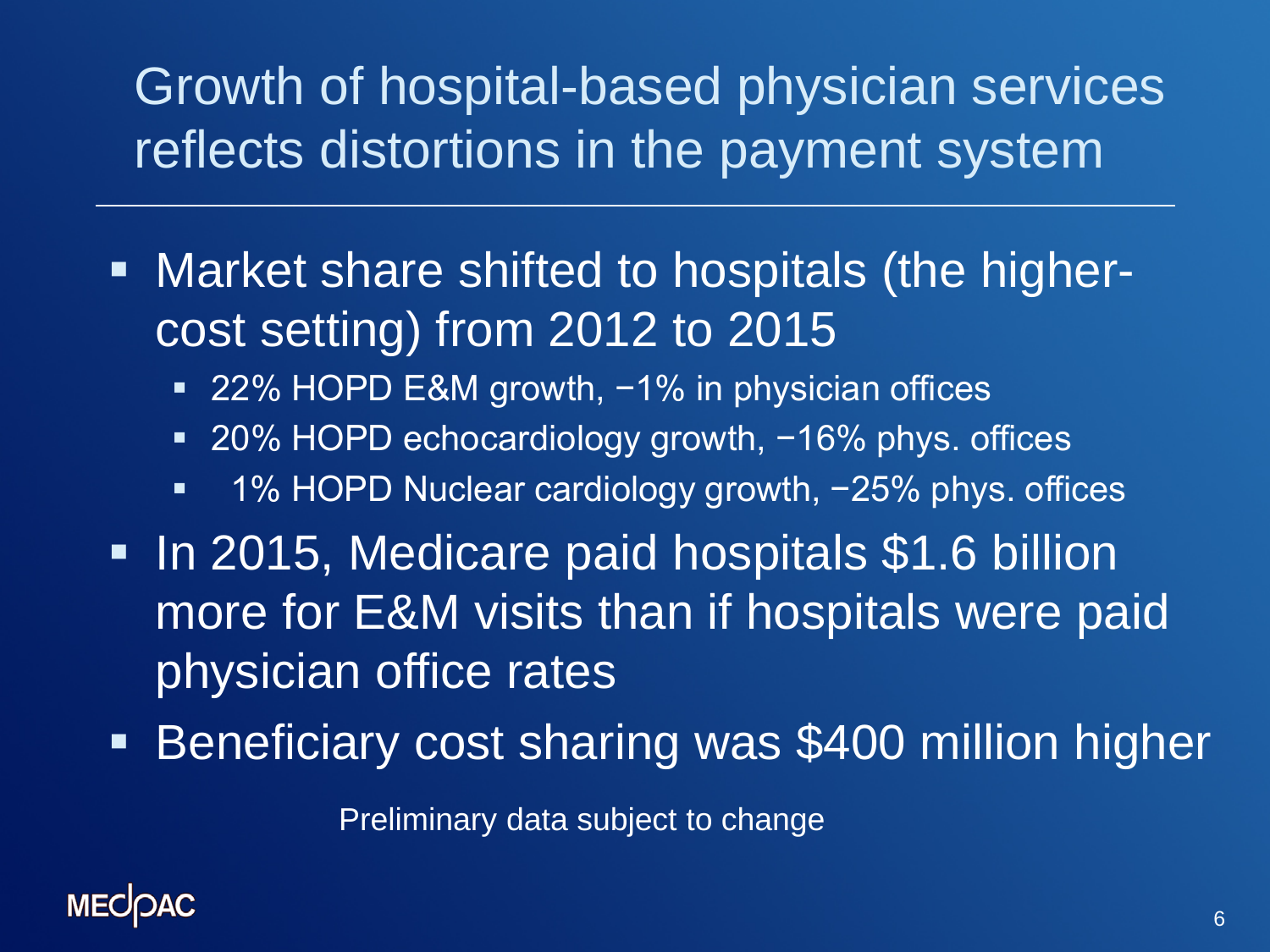# Growth of hospital-based physician services reflects distortions in the payment system

- Market share shifted to hospitals (the higher-cost setting) from 2012 to 2015
  - 22% HOPD E&M growth, −1% in physician offices
  - 20% HOPD echocardiology growth, −16% phys. offices
  - 1% HOPD Nuclear cardiology growth, −25% phys. offices
- In 2015, Medicare paid hospitals $1.6 billion more for E&M visits than if hospitals were paid physician office rates
- Beneficiary cost sharing was $400 million higher

Preliminary data subject to change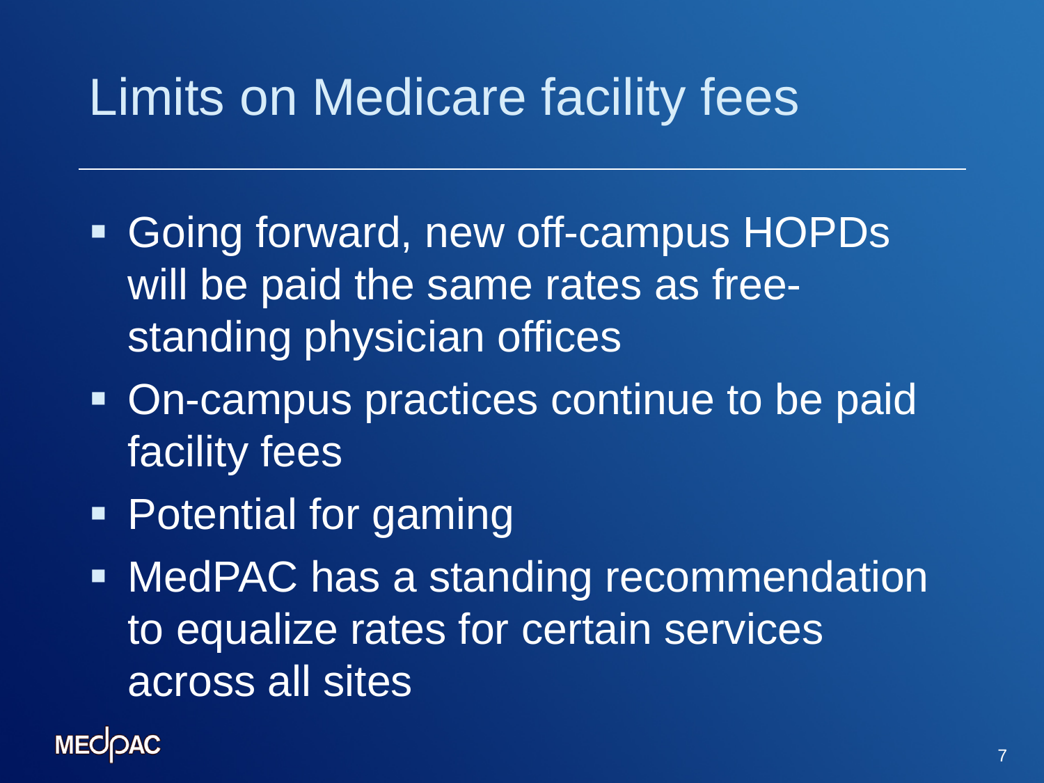# Limits on Medicare facility fees

- Going forward, new off-campus HOPDs will be paid the same rates as free-standing physician offices
- On-campus practices continue to be paid facility fees
- Potential for gaming
- MedPAC has a standing recommendation to equalize rates for certain services across all sites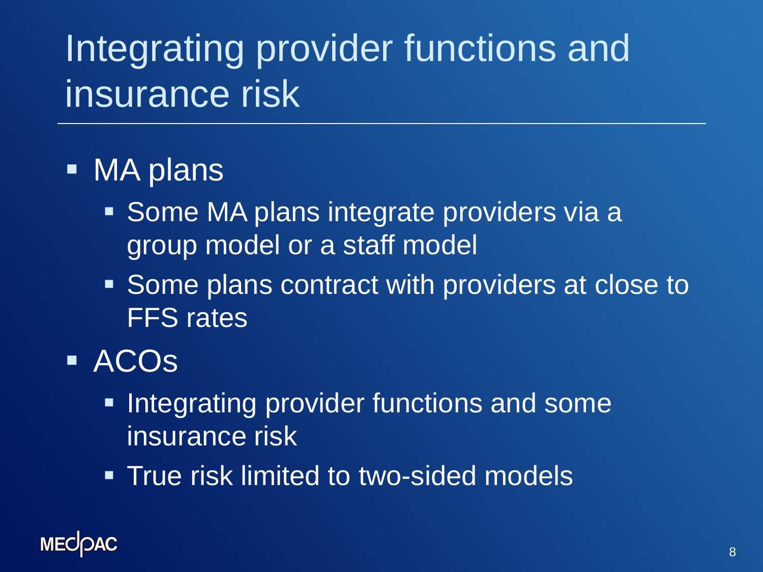# Integrating provider functions and insurance risk

- MA plans
  - Some MA plans integrate providers via a group model or a staff model
  - Some plans contract with providers at close to FFS rates
- ACOs
  - Integrating provider functions and some insurance risk
  - True risk limited to two-sided models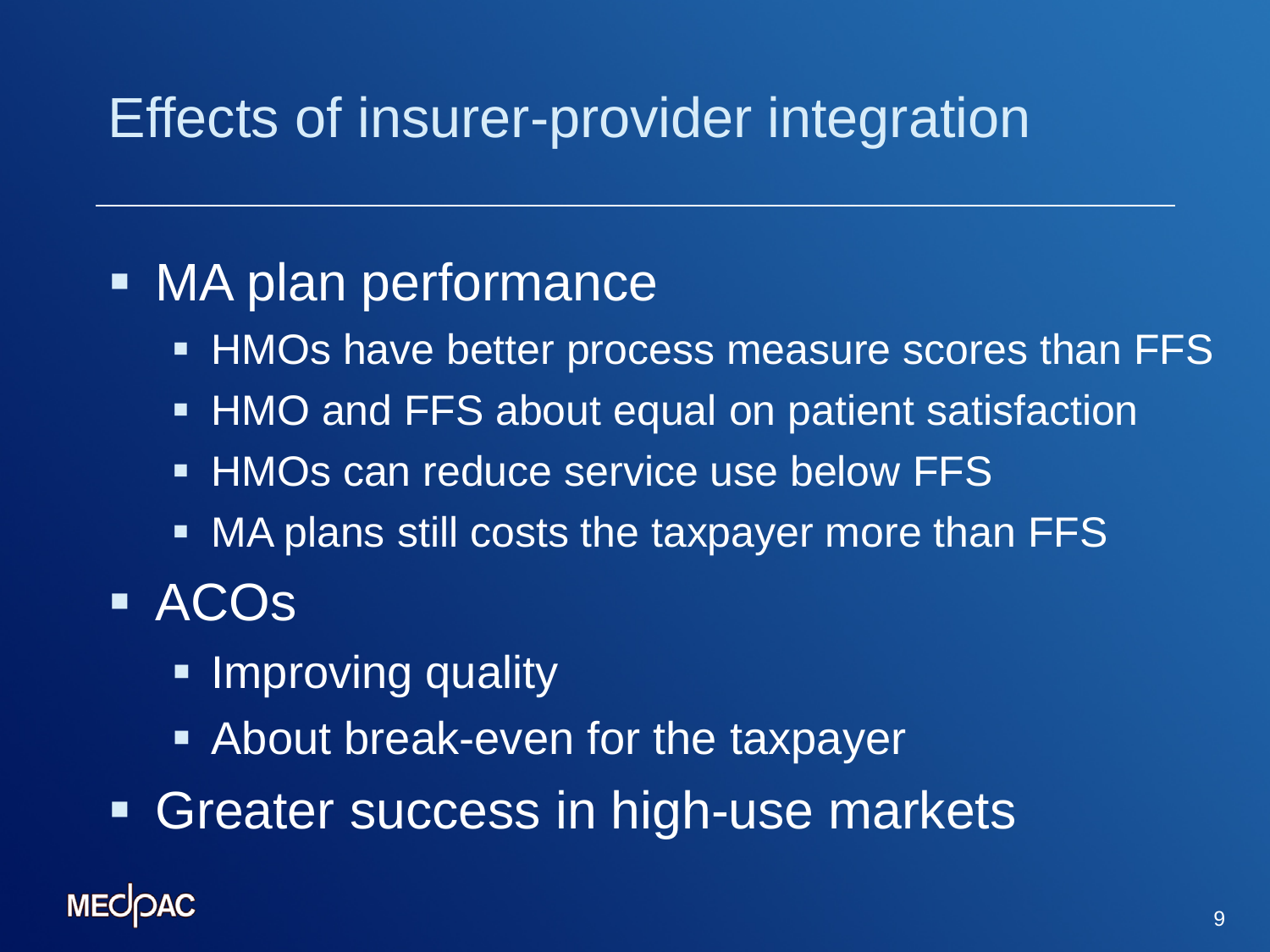# Effects of insurer-provider integration

- MA plan performance
  - HMOs have better process measure scores than FFS
  - HMO and FFS about equal on patient satisfaction
  - HMOs can reduce service use below FFS
  - MA plans still costs the taxpayer more than FFS
- ACOs
  - Improving quality
  - About break-even for the taxpayer
- Greater success in high-use markets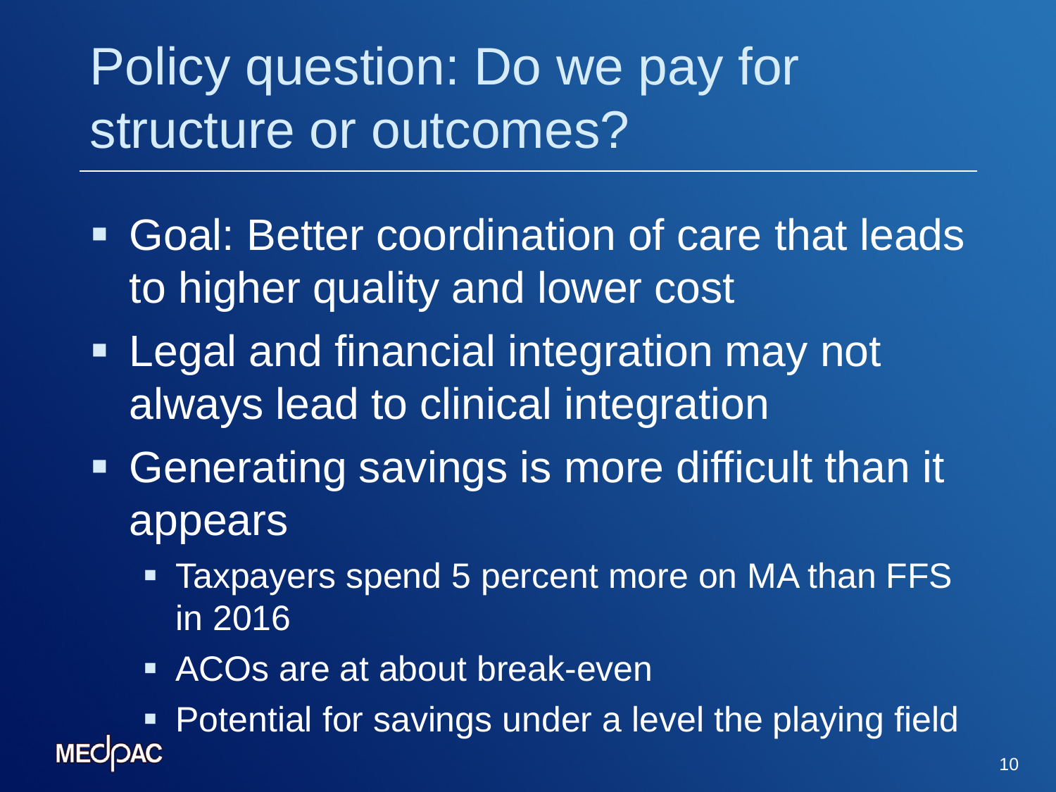# Policy question: Do we pay for structure or outcomes?

- Goal: Better coordination of care that leads to higher quality and lower cost
- Legal and financial integration may not always lead to clinical integration
- Generating savings is more difficult than it appears
  - Taxpayers spend 5 percent more on MA than FFS in 2016
  - ACOs are at about break-even
  - Potential for savings under a level the playing field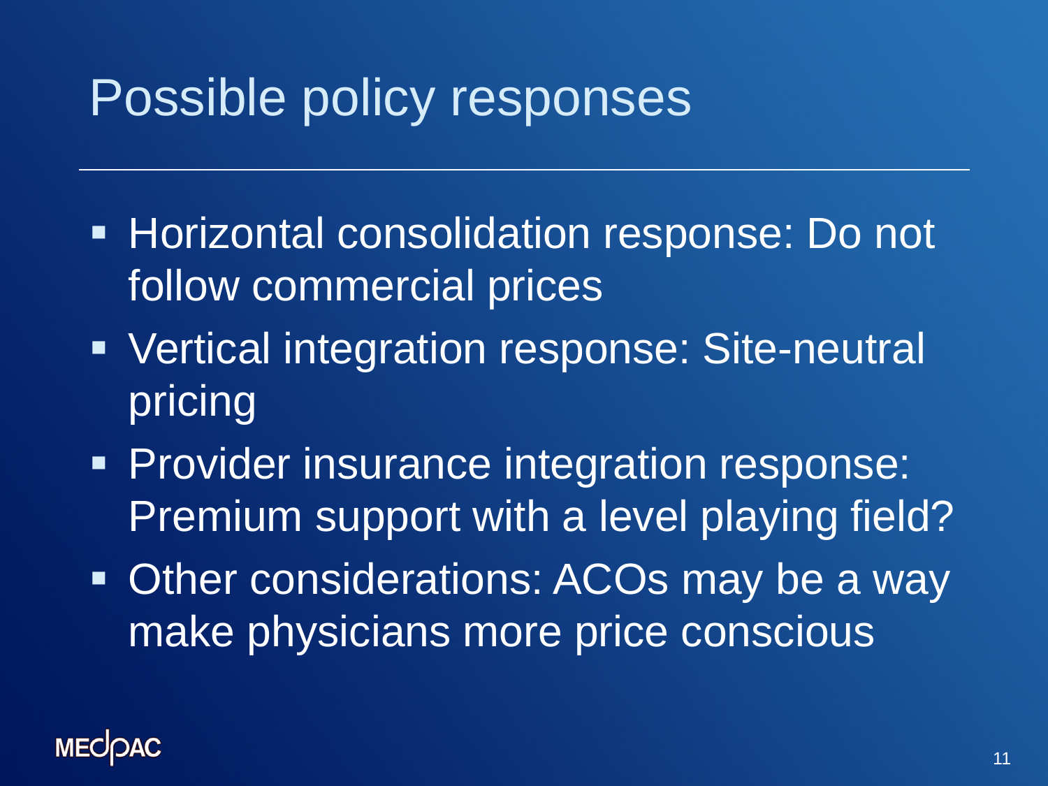# Possible policy responses

- Horizontal consolidation response: Do not follow commercial prices
- Vertical integration response: Site-neutral pricing
- Provider insurance integration response: Premium support with a level playing field?
- Other considerations: ACOs may be a way make physicians more price conscious

MEDPAC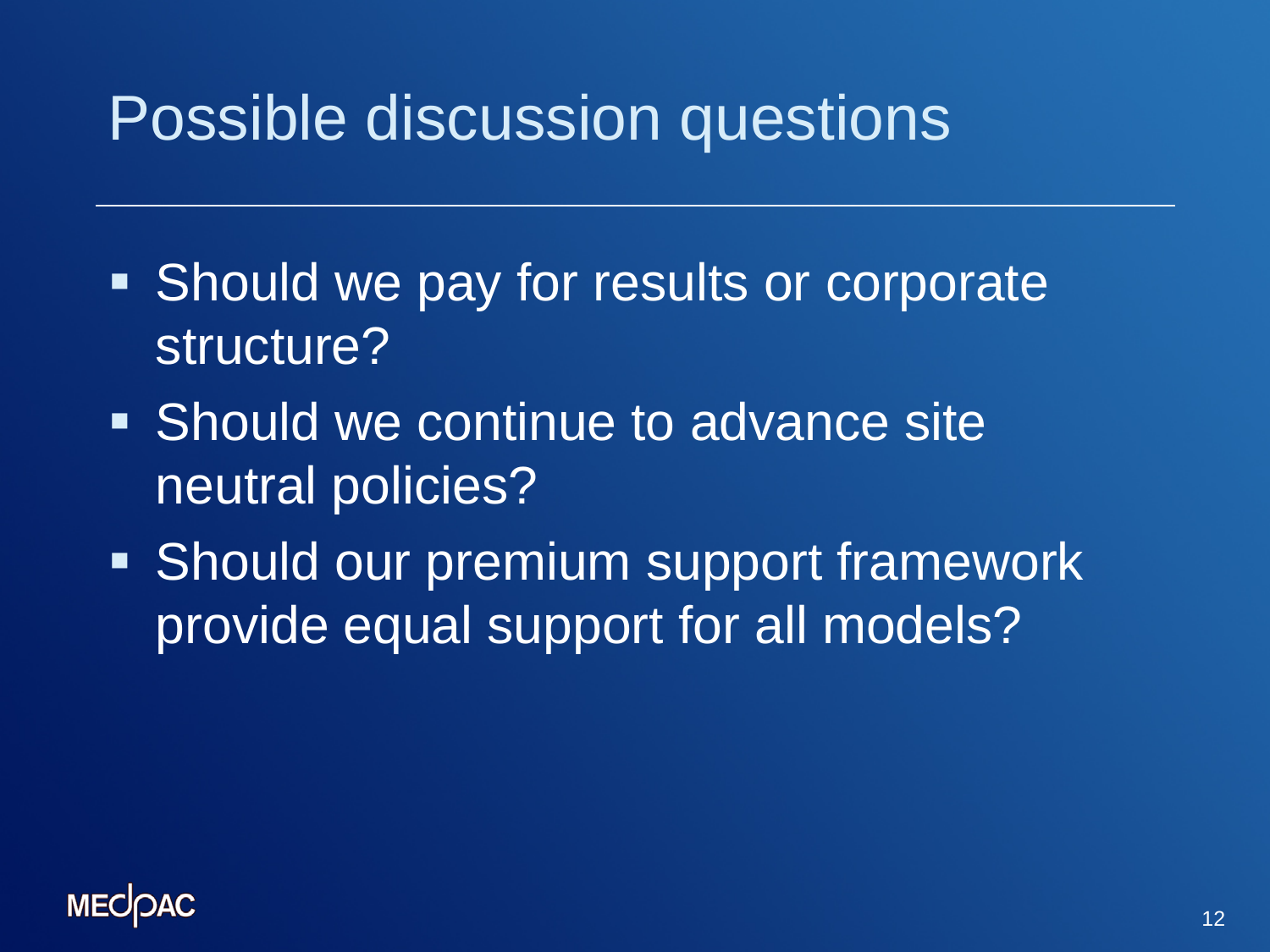# Possible discussion questions

- Should we pay for results or corporate structure?
- Should we continue to advance site neutral policies?
- Should our premium support framework provide equal support for all models?